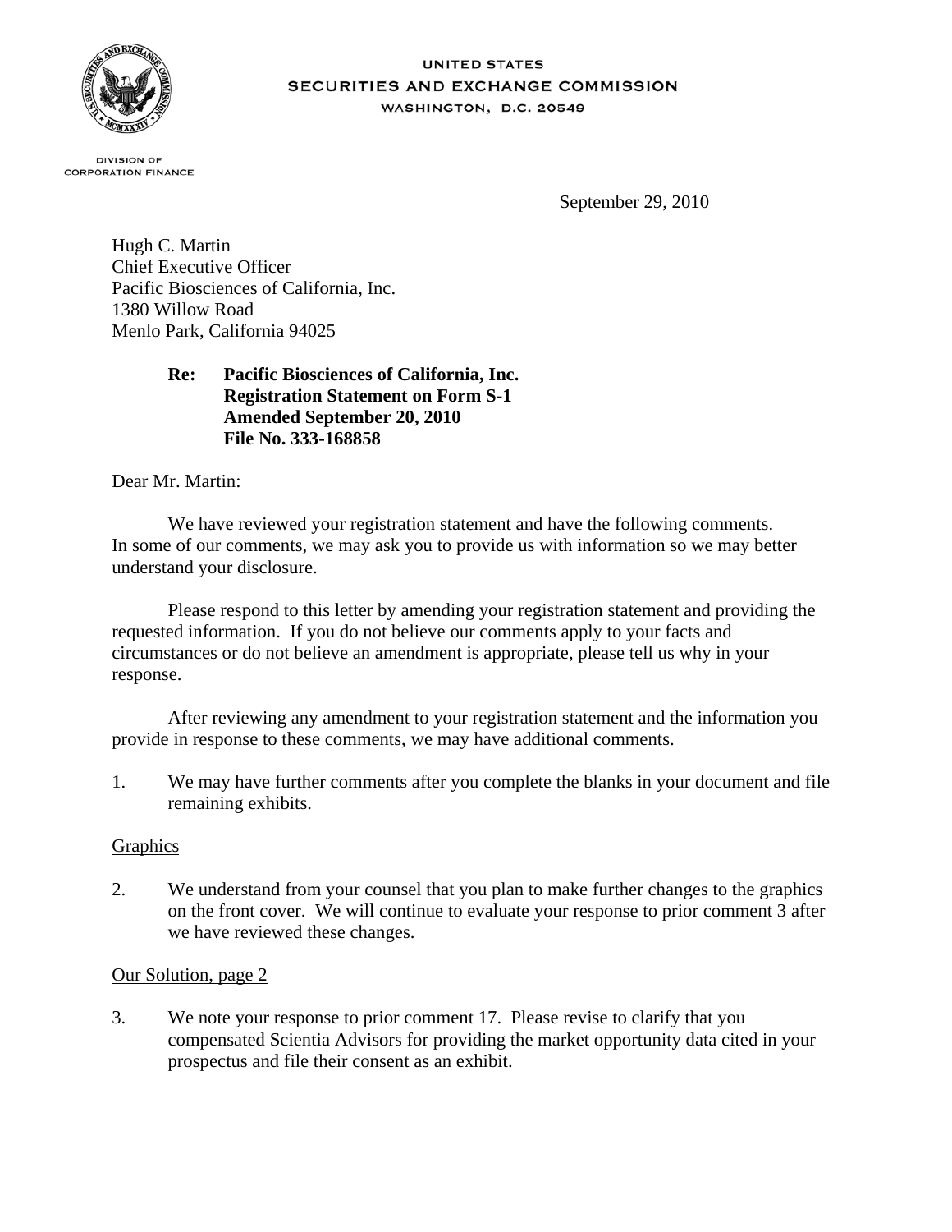UNITED STATES
SECURITIES AND EXCHANGE COMMISSION
WASHINGTON, D.C. 20549

DIVISION OF
CORPORATION FINANCE

September 29, 2010

Hugh C. Martin
Chief Executive Officer
Pacific Biosciences of California, Inc.
1380 Willow Road
Menlo Park, California 94025

**Re: Pacific Biosciences of California, Inc.**
**Registration Statement on Form S-1**
**Amended September 20, 2010**
**File No. 333-168858**

Dear Mr. Martin:

We have reviewed your registration statement and have the following comments. In some of our comments, we may ask you to provide us with information so we may better understand your disclosure.

Please respond to this letter by amending your registration statement and providing the requested information. If you do not believe our comments apply to your facts and circumstances or do not believe an amendment is appropriate, please tell us why in your response.

After reviewing any amendment to your registration statement and the information you provide in response to these comments, we may have additional comments.

1. We may have further comments after you complete the blanks in your document and file remaining exhibits.

Graphics

2. We understand from your counsel that you plan to make further changes to the graphics on the front cover. We will continue to evaluate your response to prior comment 3 after we have reviewed these changes.

Our Solution, page 2

3. We note your response to prior comment 17. Please revise to clarify that you compensated Scientia Advisors for providing the market opportunity data cited in your prospectus and file their consent as an exhibit.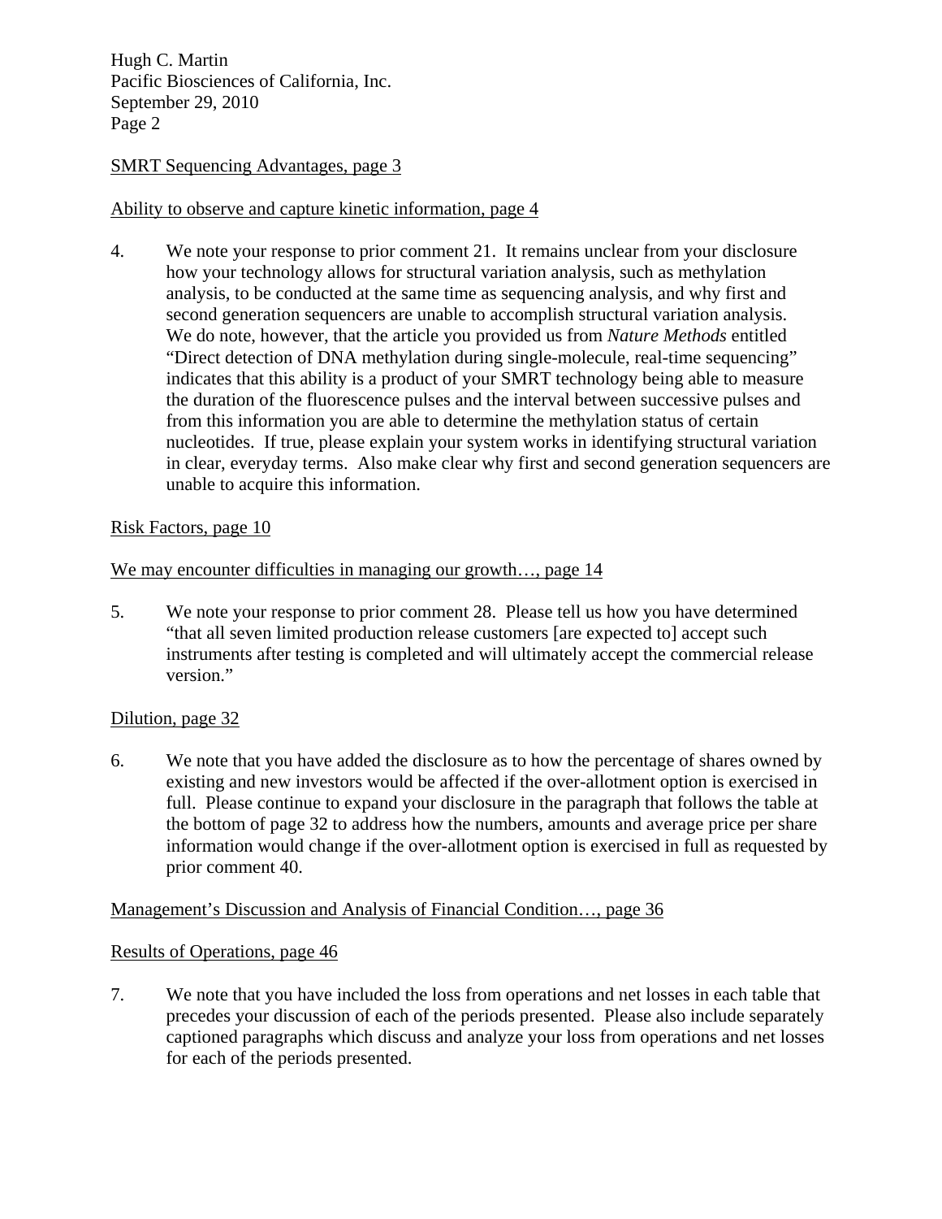SMRT Sequencing Advantages, page 3

Ability to observe and capture kinetic information, page 4

4. We note your response to prior comment 21. It remains unclear from your disclosure how your technology allows for structural variation analysis, such as methylation analysis, to be conducted at the same time as sequencing analysis, and why first and second generation sequencers are unable to accomplish structural variation analysis. We do note, however, that the article you provided us from *Nature Methods* entitled "Direct detection of DNA methylation during single-molecule, real-time sequencing" indicates that this ability is a product of your SMRT technology being able to measure the duration of the fluorescence pulses and the interval between successive pulses and from this information you are able to determine the methylation status of certain nucleotides. If true, please explain your system works in identifying structural variation in clear, everyday terms. Also make clear why first and second generation sequencers are unable to acquire this information.

Risk Factors, page 10

We may encounter difficulties in managing our growth…, page 14

5. We note your response to prior comment 28. Please tell us how you have determined "that all seven limited production release customers [are expected to] accept such instruments after testing is completed and will ultimately accept the commercial release version."

Dilution, page 32

6. We note that you have added the disclosure as to how the percentage of shares owned by existing and new investors would be affected if the over-allotment option is exercised in full. Please continue to expand your disclosure in the paragraph that follows the table at the bottom of page 32 to address how the numbers, amounts and average price per share information would change if the over-allotment option is exercised in full as requested by prior comment 40.

Management's Discussion and Analysis of Financial Condition…, page 36

Results of Operations, page 46

7. We note that you have included the loss from operations and net losses in each table that precedes your discussion of each of the periods presented. Please also include separately captioned paragraphs which discuss and analyze your loss from operations and net losses for each of the periods presented.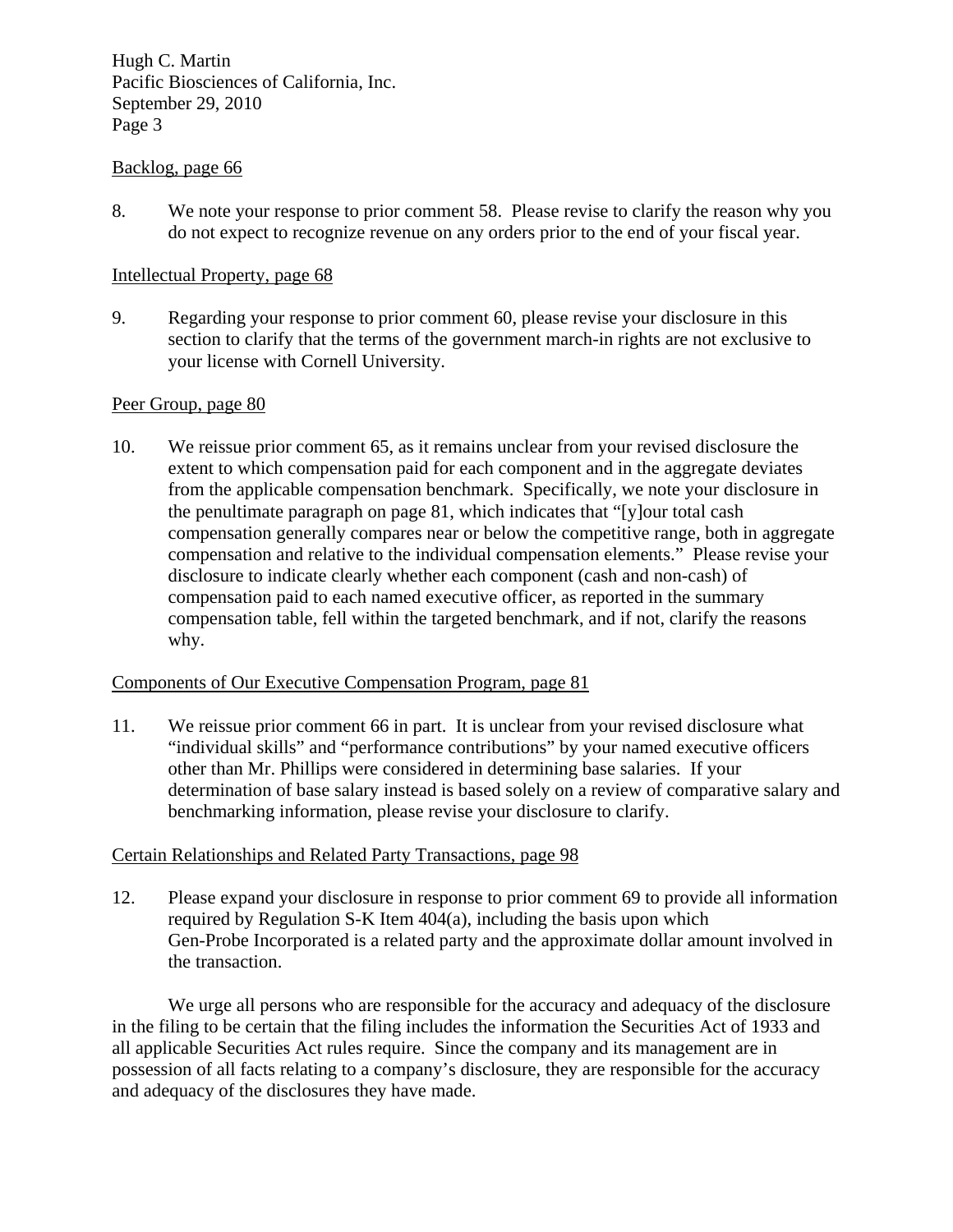Backlog, page 66

8. We note your response to prior comment 58. Please revise to clarify the reason why you do not expect to recognize revenue on any orders prior to the end of your fiscal year.

Intellectual Property, page 68

9. Regarding your response to prior comment 60, please revise your disclosure in this section to clarify that the terms of the government march-in rights are not exclusive to your license with Cornell University.

Peer Group, page 80

10. We reissue prior comment 65, as it remains unclear from your revised disclosure the extent to which compensation paid for each component and in the aggregate deviates from the applicable compensation benchmark. Specifically, we note your disclosure in the penultimate paragraph on page 81, which indicates that "[y]our total cash compensation generally compares near or below the competitive range, both in aggregate compensation and relative to the individual compensation elements." Please revise your disclosure to indicate clearly whether each component (cash and non-cash) of compensation paid to each named executive officer, as reported in the summary compensation table, fell within the targeted benchmark, and if not, clarify the reasons why.

Components of Our Executive Compensation Program, page 81

11. We reissue prior comment 66 in part. It is unclear from your revised disclosure what "individual skills" and "performance contributions" by your named executive officers other than Mr. Phillips were considered in determining base salaries. If your determination of base salary instead is based solely on a review of comparative salary and benchmarking information, please revise your disclosure to clarify.

Certain Relationships and Related Party Transactions, page 98

12. Please expand your disclosure in response to prior comment 69 to provide all information required by Regulation S-K Item 404(a), including the basis upon which Gen-Probe Incorporated is a related party and the approximate dollar amount involved in the transaction.

We urge all persons who are responsible for the accuracy and adequacy of the disclosure in the filing to be certain that the filing includes the information the Securities Act of 1933 and all applicable Securities Act rules require. Since the company and its management are in possession of all facts relating to a company's disclosure, they are responsible for the accuracy and adequacy of the disclosures they have made.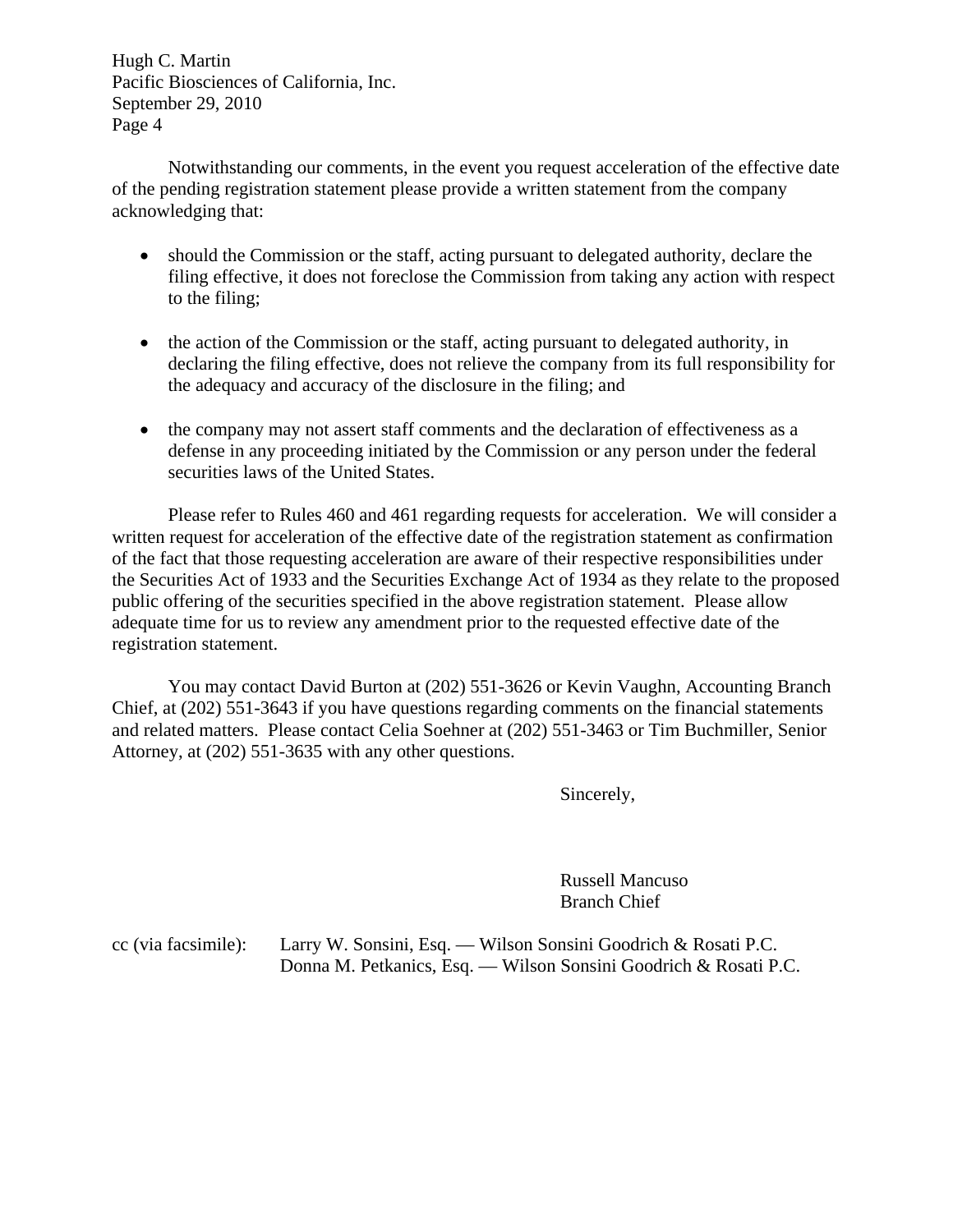Notwithstanding our comments, in the event you request acceleration of the effective date of the pending registration statement please provide a written statement from the company acknowledging that:

- should the Commission or the staff, acting pursuant to delegated authority, declare the filing effective, it does not foreclose the Commission from taking any action with respect to the filing;

- the action of the Commission or the staff, acting pursuant to delegated authority, in declaring the filing effective, does not relieve the company from its full responsibility for the adequacy and accuracy of the disclosure in the filing; and

- the company may not assert staff comments and the declaration of effectiveness as a defense in any proceeding initiated by the Commission or any person under the federal securities laws of the United States.

Please refer to Rules 460 and 461 regarding requests for acceleration. We will consider a written request for acceleration of the effective date of the registration statement as confirmation of the fact that those requesting acceleration are aware of their respective responsibilities under the Securities Act of 1933 and the Securities Exchange Act of 1934 as they relate to the proposed public offering of the securities specified in the above registration statement. Please allow adequate time for us to review any amendment prior to the requested effective date of the registration statement.

You may contact David Burton at (202) 551-3626 or Kevin Vaughn, Accounting Branch Chief, at (202) 551-3643 if you have questions regarding comments on the financial statements and related matters. Please contact Celia Soehner at (202) 551-3463 or Tim Buchmiller, Senior Attorney, at (202) 551-3635 with any other questions.

Sincerely,

Russell Mancuso
Branch Chief

cc (via facsimile): Larry W. Sonsini, Esq. — Wilson Sonsini Goodrich & Rosati P.C.
Donna M. Petkanics, Esq. — Wilson Sonsini Goodrich & Rosati P.C.